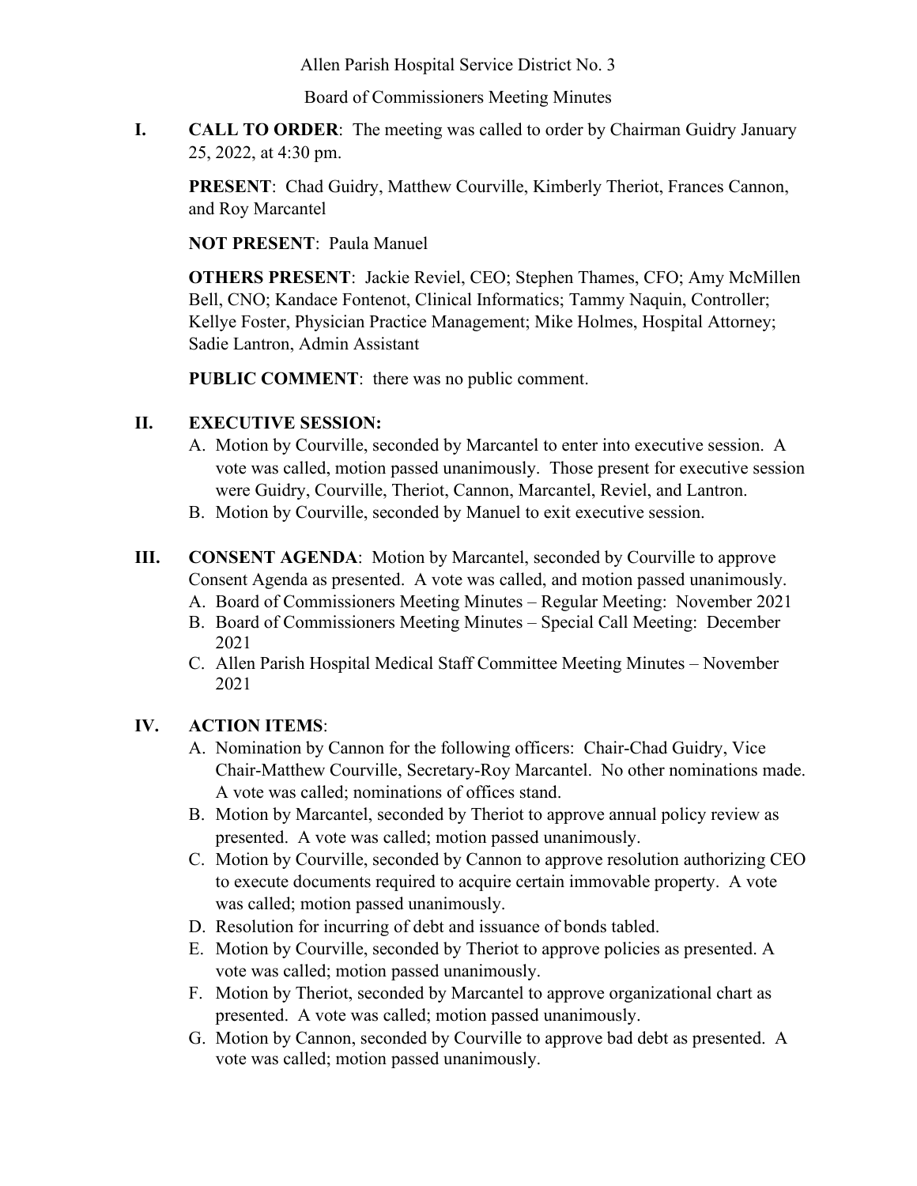Allen Parish Hospital Service District No. 3

Board of Commissioners Meeting Minutes

**I. CALL TO ORDER**: The meeting was called to order by Chairman Guidry January 25, 2022, at 4:30 pm.

**PRESENT**: Chad Guidry, Matthew Courville, Kimberly Theriot, Frances Cannon, and Roy Marcantel

**NOT PRESENT**: Paula Manuel

**OTHERS PRESENT**: Jackie Reviel, CEO; Stephen Thames, CFO; Amy McMillen Bell, CNO; Kandace Fontenot, Clinical Informatics; Tammy Naquin, Controller; Kellye Foster, Physician Practice Management; Mike Holmes, Hospital Attorney; Sadie Lantron, Admin Assistant

**PUBLIC COMMENT**: there was no public comment.

**II. EXECUTIVE SESSION:**

A. Motion by Courville, seconded by Marcantel to enter into executive session. A vote was called, motion passed unanimously. Those present for executive session were Guidry, Courville, Theriot, Cannon, Marcantel, Reviel, and Lantron.

B. Motion by Courville, seconded by Manuel to exit executive session.

**III. CONSENT AGENDA**: Motion by Marcantel, seconded by Courville to approve Consent Agenda as presented. A vote was called, and motion passed unanimously.

A. Board of Commissioners Meeting Minutes – Regular Meeting: November 2021

B. Board of Commissioners Meeting Minutes – Special Call Meeting: December 2021

C. Allen Parish Hospital Medical Staff Committee Meeting Minutes – November 2021

**IV. ACTION ITEMS**:

A. Nomination by Cannon for the following officers: Chair-Chad Guidry, Vice Chair-Matthew Courville, Secretary-Roy Marcantel. No other nominations made. A vote was called; nominations of offices stand.

B. Motion by Marcantel, seconded by Theriot to approve annual policy review as presented. A vote was called; motion passed unanimously.

C. Motion by Courville, seconded by Cannon to approve resolution authorizing CEO to execute documents required to acquire certain immovable property. A vote was called; motion passed unanimously.

D. Resolution for incurring of debt and issuance of bonds tabled.

E. Motion by Courville, seconded by Theriot to approve policies as presented. A vote was called; motion passed unanimously.

F. Motion by Theriot, seconded by Marcantel to approve organizational chart as presented. A vote was called; motion passed unanimously.

G. Motion by Cannon, seconded by Courville to approve bad debt as presented. A vote was called; motion passed unanimously.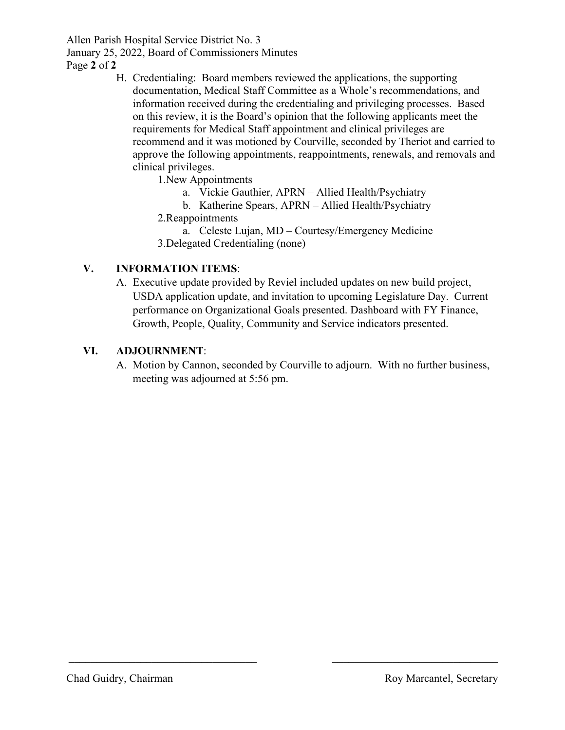H. Credentialing: Board members reviewed the applications, the supporting documentation, Medical Staff Committee as a Whole's recommendations, and information received during the credentialing and privileging processes. Based on this review, it is the Board's opinion that the following applicants meet the requirements for Medical Staff appointment and clinical privileges are recommend and it was motioned by Courville, seconded by Theriot and carried to approve the following appointments, reappointments, renewals, and removals and clinical privileges.

1. New Appointments
   a. Vickie Gauthier, APRN – Allied Health/Psychiatry
   b. Katherine Spears, APRN – Allied Health/Psychiatry
2. Reappointments
   a. Celeste Lujan, MD – Courtesy/Emergency Medicine
3. Delegated Credentialing (none)

## V. INFORMATION ITEMS:

A. Executive update provided by Reviel included updates on new build project, USDA application update, and invitation to upcoming Legislature Day. Current performance on Organizational Goals presented. Dashboard with FY Finance, Growth, People, Quality, Community and Service indicators presented.

## VI. ADJOURNMENT:

A. Motion by Cannon, seconded by Courville to adjourn. With no further business, meeting was adjourned at 5:56 pm.

\_\_\_\_\_\_\_\_\_\_\_\_\_\_\_\_\_\_\_\_\_\_\_\_\_\_\_\_\_\_\_\_\_\_\_ \_\_\_\_\_\_\_\_\_\_\_\_\_\_\_\_\_\_\_\_\_\_\_\_\_\_\_\_\_\_\_\_\_\_\_

Chad Guidry, Chairman Roy Marcantel, Secretary